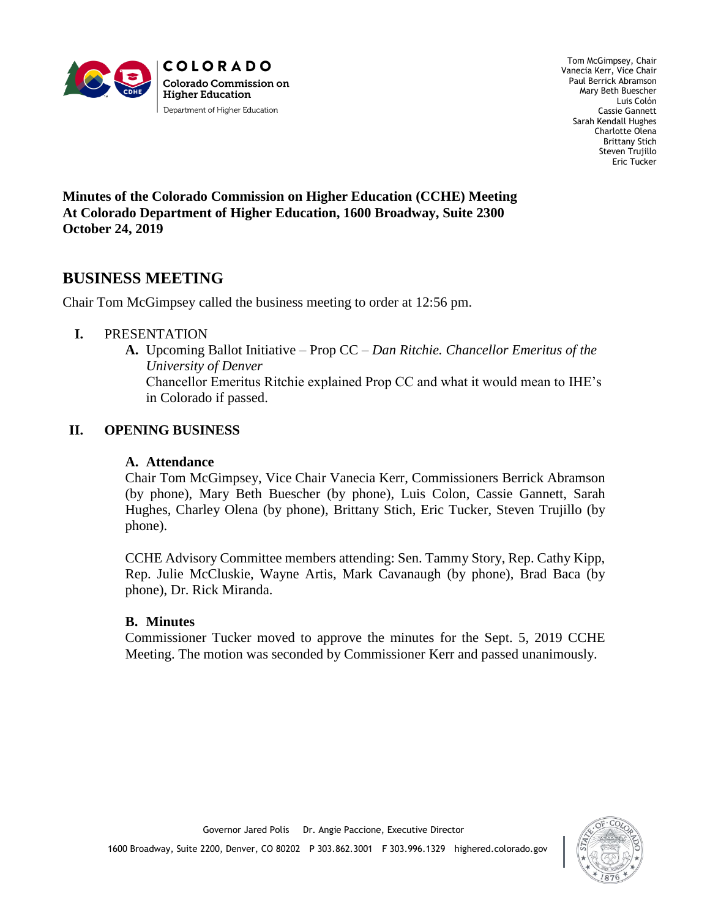COLORADO
Colorado Commission on Higher Education
Department of Higher Education

Tom McGimpsey, Chair
Vanecia Kerr, Vice Chair
Paul Berrick Abramson
Mary Beth Buescher
Luis Colón
Cassie Gannett
Sarah Kendall Hughes
Charlotte Olena
Brittany Stich
Steven Trujillo
Eric Tucker

**Minutes of the Colorado Commission on Higher Education (CCHE) Meeting**
**At Colorado Department of Higher Education, 1600 Broadway, Suite 2300**
**October 24, 2019**

# BUSINESS MEETING

Chair Tom McGimpsey called the business meeting to order at 12:56 pm.

**I.** PRESENTATION

**A.** Upcoming Ballot Initiative – Prop CC – *Dan Ritchie. Chancellor Emeritus of the University of Denver*
Chancellor Emeritus Ritchie explained Prop CC and what it would mean to IHE's in Colorado if passed.

**II. OPENING BUSINESS**

**A. Attendance**
Chair Tom McGimpsey, Vice Chair Vanecia Kerr, Commissioners Berrick Abramson (by phone), Mary Beth Buescher (by phone), Luis Colon, Cassie Gannett, Sarah Hughes, Charley Olena (by phone), Brittany Stich, Eric Tucker, Steven Trujillo (by phone).

CCHE Advisory Committee members attending: Sen. Tammy Story, Rep. Cathy Kipp, Rep. Julie McCluskie, Wayne Artis, Mark Cavanaugh (by phone), Brad Baca (by phone), Dr. Rick Miranda.

**B. Minutes**
Commissioner Tucker moved to approve the minutes for the Sept. 5, 2019 CCHE Meeting. The motion was seconded by Commissioner Kerr and passed unanimously.

Governor Jared Polis    Dr. Angie Paccione, Executive Director

1600 Broadway, Suite 2200, Denver, CO 80202    P 303.862.3001    F 303.996.1329    highered.colorado.gov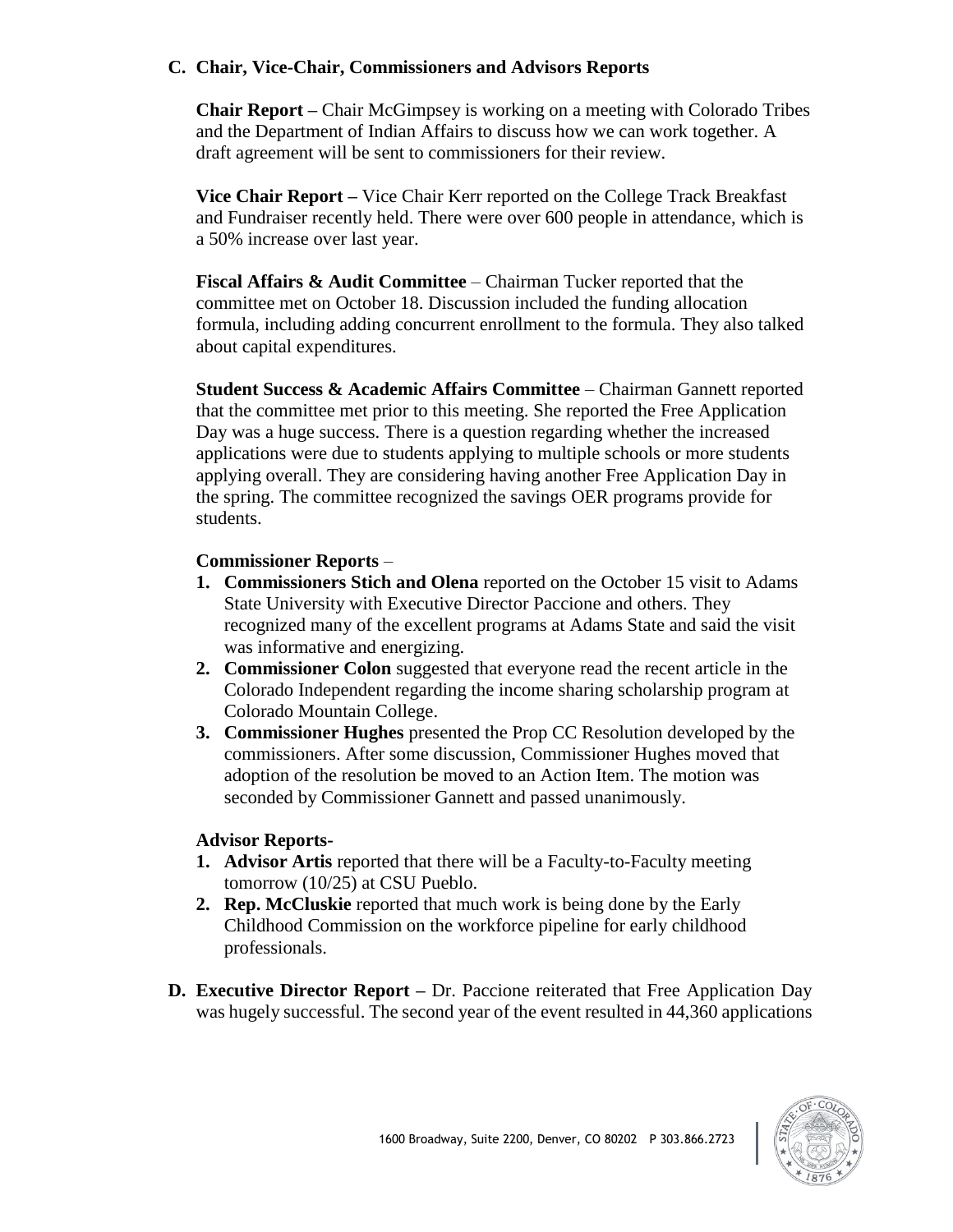## C. Chair, Vice-Chair, Commissioners and Advisors Reports

**Chair Report –** Chair McGimpsey is working on a meeting with Colorado Tribes and the Department of Indian Affairs to discuss how we can work together. A draft agreement will be sent to commissioners for their review.

**Vice Chair Report –** Vice Chair Kerr reported on the College Track Breakfast and Fundraiser recently held. There were over 600 people in attendance, which is a 50% increase over last year.

**Fiscal Affairs & Audit Committee** – Chairman Tucker reported that the committee met on October 18. Discussion included the funding allocation formula, including adding concurrent enrollment to the formula. They also talked about capital expenditures.

**Student Success & Academic Affairs Committee** – Chairman Gannett reported that the committee met prior to this meeting. She reported the Free Application Day was a huge success. There is a question regarding whether the increased applications were due to students applying to multiple schools or more students applying overall. They are considering having another Free Application Day in the spring. The committee recognized the savings OER programs provide for students.

**Commissioner Reports** –

1. **Commissioners Stich and Olena** reported on the October 15 visit to Adams State University with Executive Director Paccione and others. They recognized many of the excellent programs at Adams State and said the visit was informative and energizing.
2. **Commissioner Colon** suggested that everyone read the recent article in the Colorado Independent regarding the income sharing scholarship program at Colorado Mountain College.
3. **Commissioner Hughes** presented the Prop CC Resolution developed by the commissioners. After some discussion, Commissioner Hughes moved that adoption of the resolution be moved to an Action Item. The motion was seconded by Commissioner Gannett and passed unanimously.

**Advisor Reports-**

1. **Advisor Artis** reported that there will be a Faculty-to-Faculty meeting tomorrow (10/25) at CSU Pueblo.
2. **Rep. McCluskie** reported that much work is being done by the Early Childhood Commission on the workforce pipeline for early childhood professionals.

## D. Executive Director Report

**Executive Director Report –** Dr. Paccione reiterated that Free Application Day was hugely successful. The second year of the event resulted in 44,360 applications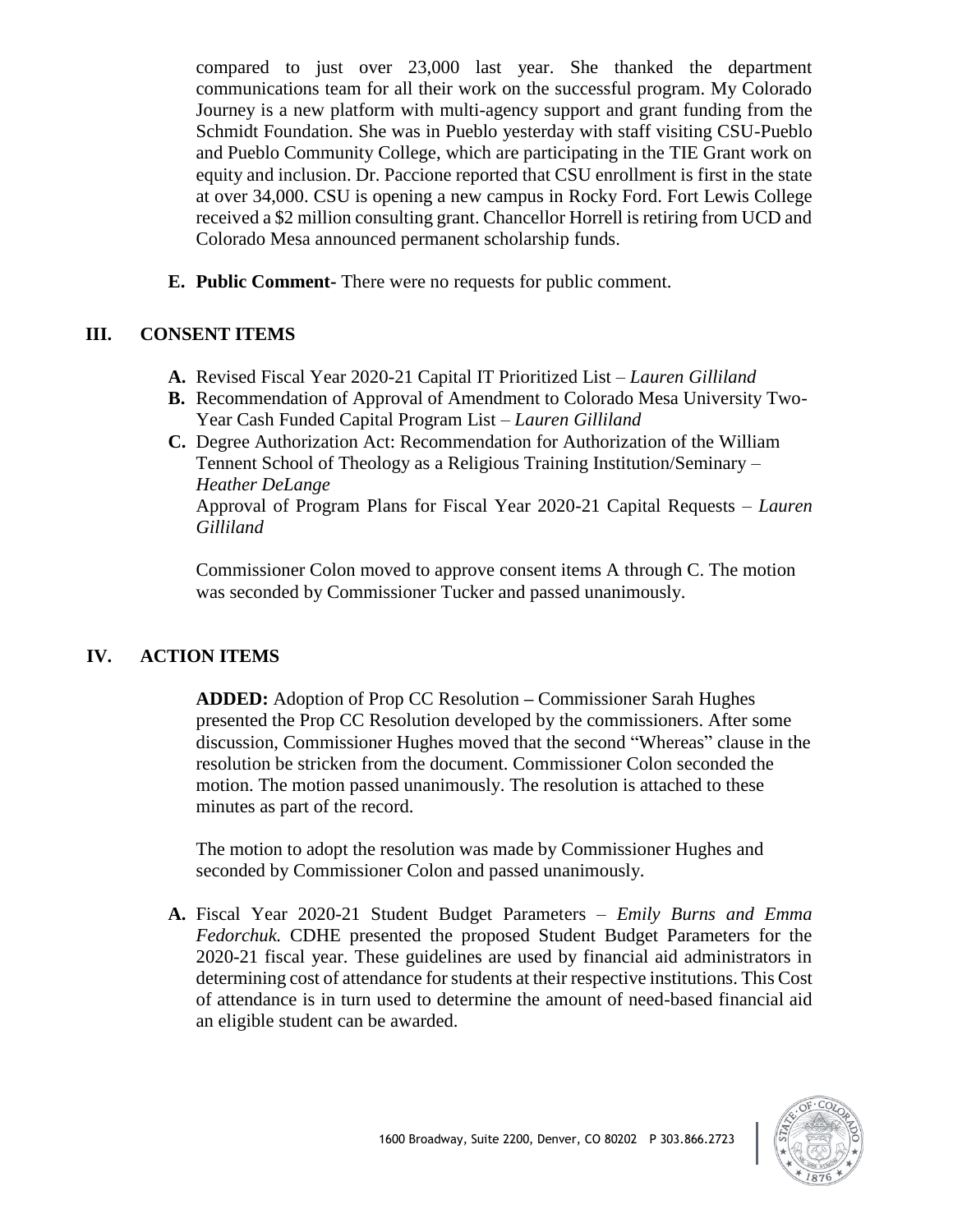compared to just over 23,000 last year. She thanked the department communications team for all their work on the successful program. My Colorado Journey is a new platform with multi-agency support and grant funding from the Schmidt Foundation. She was in Pueblo yesterday with staff visiting CSU-Pueblo and Pueblo Community College, which are participating in the TIE Grant work on equity and inclusion. Dr. Paccione reported that CSU enrollment is first in the state at over 34,000. CSU is opening a new campus in Rocky Ford. Fort Lewis College received a $2 million consulting grant. Chancellor Horrell is retiring from UCD and Colorado Mesa announced permanent scholarship funds.

**E. Public Comment**- There were no requests for public comment.

## III. CONSENT ITEMS

**A.** Revised Fiscal Year 2020-21 Capital IT Prioritized List – *Lauren Gilliland*

**B.** Recommendation of Approval of Amendment to Colorado Mesa University Two-Year Cash Funded Capital Program List – *Lauren Gilliland*

**C.** Degree Authorization Act: Recommendation for Authorization of the William Tennent School of Theology as a Religious Training Institution/Seminary – *Heather DeLange*
Approval of Program Plans for Fiscal Year 2020-21 Capital Requests – *Lauren Gilliland*

Commissioner Colon moved to approve consent items A through C. The motion was seconded by Commissioner Tucker and passed unanimously.

## IV. ACTION ITEMS

**ADDED:** Adoption of Prop CC Resolution **–** Commissioner Sarah Hughes presented the Prop CC Resolution developed by the commissioners. After some discussion, Commissioner Hughes moved that the second "Whereas" clause in the resolution be stricken from the document. Commissioner Colon seconded the motion. The motion passed unanimously. The resolution is attached to these minutes as part of the record.

The motion to adopt the resolution was made by Commissioner Hughes and seconded by Commissioner Colon and passed unanimously.

**A.** Fiscal Year 2020-21 Student Budget Parameters – *Emily Burns and Emma Fedorchuk.* CDHE presented the proposed Student Budget Parameters for the 2020-21 fiscal year. These guidelines are used by financial aid administrators in determining cost of attendance for students at their respective institutions. This Cost of attendance is in turn used to determine the amount of need-based financial aid an eligible student can be awarded.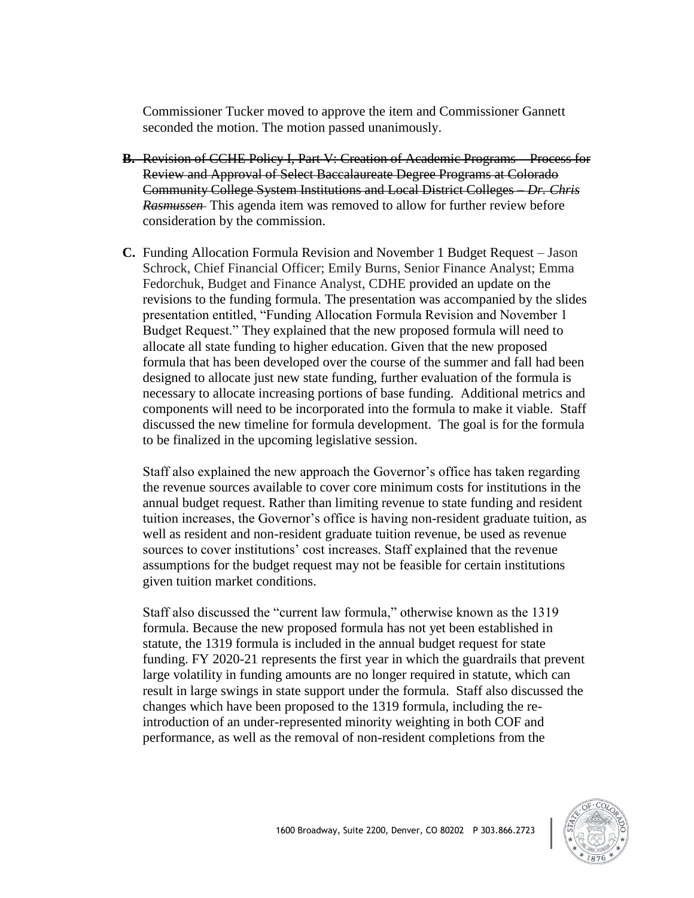Commissioner Tucker moved to approve the item and Commissioner Gannett seconded the motion. The motion passed unanimously.

**B.** ~~Revision of CCHE Policy I, Part V: Creation of Academic Programs – Process for Review and Approval of Select Baccalaureate Degree Programs at Colorado Community College System Institutions and Local District Colleges – *Dr. Chris Rasmussen*~~ This agenda item was removed to allow for further review before consideration by the commission.

**C.** Funding Allocation Formula Revision and November 1 Budget Request – Jason Schrock, Chief Financial Officer; Emily Burns, Senior Finance Analyst; Emma Fedorchuk, Budget and Finance Analyst, CDHE provided an update on the revisions to the funding formula. The presentation was accompanied by the slides presentation entitled, "Funding Allocation Formula Revision and November 1 Budget Request." They explained that the new proposed formula will need to allocate all state funding to higher education. Given that the new proposed formula that has been developed over the course of the summer and fall had been designed to allocate just new state funding, further evaluation of the formula is necessary to allocate increasing portions of base funding. Additional metrics and components will need to be incorporated into the formula to make it viable. Staff discussed the new timeline for formula development. The goal is for the formula to be finalized in the upcoming legislative session.

Staff also explained the new approach the Governor's office has taken regarding the revenue sources available to cover core minimum costs for institutions in the annual budget request. Rather than limiting revenue to state funding and resident tuition increases, the Governor's office is having non-resident graduate tuition, as well as resident and non-resident graduate tuition revenue, be used as revenue sources to cover institutions' cost increases. Staff explained that the revenue assumptions for the budget request may not be feasible for certain institutions given tuition market conditions.

Staff also discussed the "current law formula," otherwise known as the 1319 formula. Because the new proposed formula has not yet been established in statute, the 1319 formula is included in the annual budget request for state funding. FY 2020-21 represents the first year in which the guardrails that prevent large volatility in funding amounts are no longer required in statute, which can result in large swings in state support under the formula. Staff also discussed the changes which have been proposed to the 1319 formula, including the re-introduction of an under-represented minority weighting in both COF and performance, as well as the removal of non-resident completions from the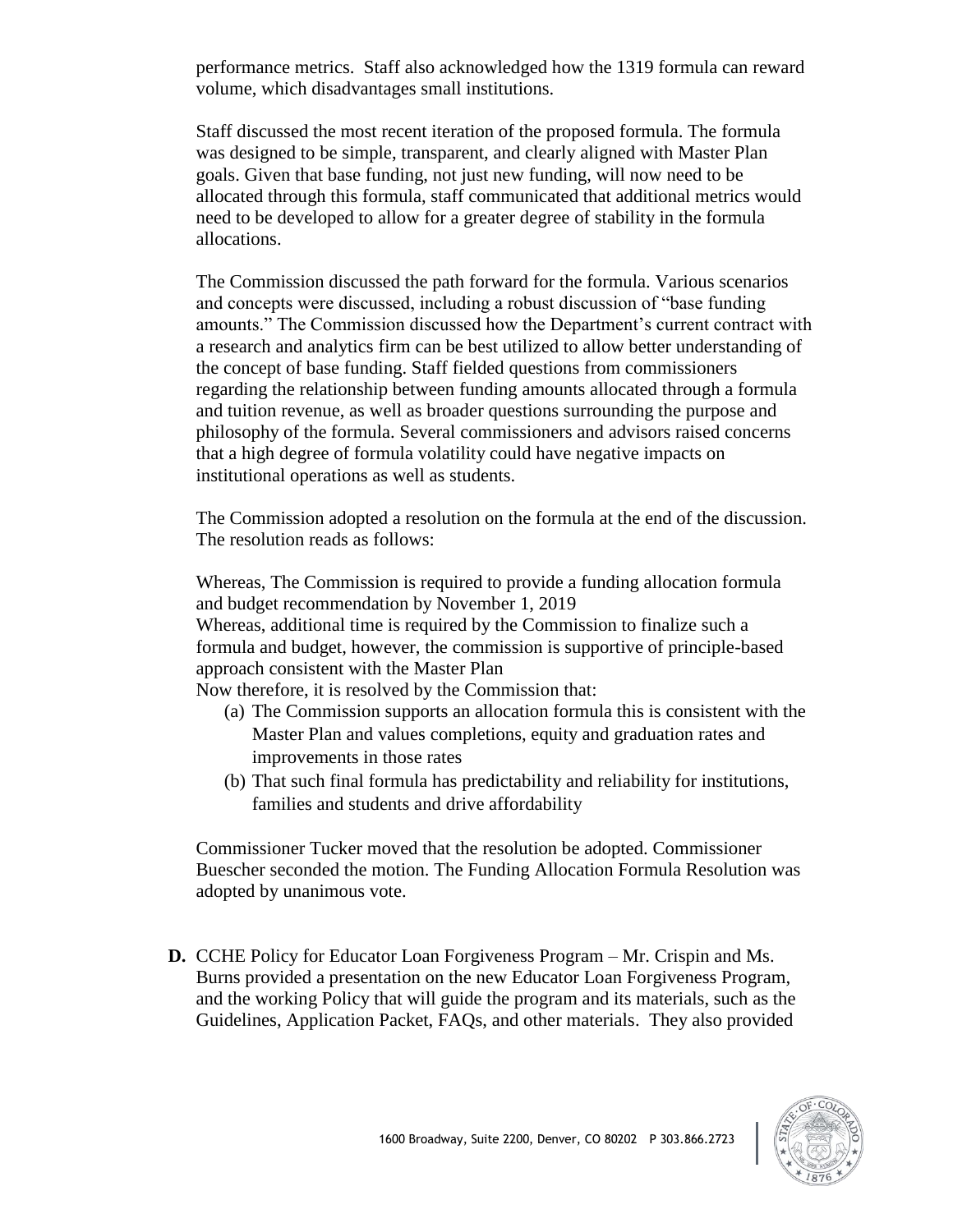performance metrics. Staff also acknowledged how the 1319 formula can reward volume, which disadvantages small institutions.

Staff discussed the most recent iteration of the proposed formula. The formula was designed to be simple, transparent, and clearly aligned with Master Plan goals. Given that base funding, not just new funding, will now need to be allocated through this formula, staff communicated that additional metrics would need to be developed to allow for a greater degree of stability in the formula allocations.

The Commission discussed the path forward for the formula. Various scenarios and concepts were discussed, including a robust discussion of "base funding amounts." The Commission discussed how the Department's current contract with a research and analytics firm can be best utilized to allow better understanding of the concept of base funding. Staff fielded questions from commissioners regarding the relationship between funding amounts allocated through a formula and tuition revenue, as well as broader questions surrounding the purpose and philosophy of the formula. Several commissioners and advisors raised concerns that a high degree of formula volatility could have negative impacts on institutional operations as well as students.

The Commission adopted a resolution on the formula at the end of the discussion. The resolution reads as follows:

Whereas, The Commission is required to provide a funding allocation formula and budget recommendation by November 1, 2019
Whereas, additional time is required by the Commission to finalize such a formula and budget, however, the commission is supportive of principle-based approach consistent with the Master Plan
Now therefore, it is resolved by the Commission that:

(a) The Commission supports an allocation formula this is consistent with the Master Plan and values completions, equity and graduation rates and improvements in those rates
(b) That such final formula has predictability and reliability for institutions, families and students and drive affordability

Commissioner Tucker moved that the resolution be adopted. Commissioner Buescher seconded the motion. The Funding Allocation Formula Resolution was adopted by unanimous vote.

**D.** CCHE Policy for Educator Loan Forgiveness Program – Mr. Crispin and Ms. Burns provided a presentation on the new Educator Loan Forgiveness Program, and the working Policy that will guide the program and its materials, such as the Guidelines, Application Packet, FAQs, and other materials. They also provided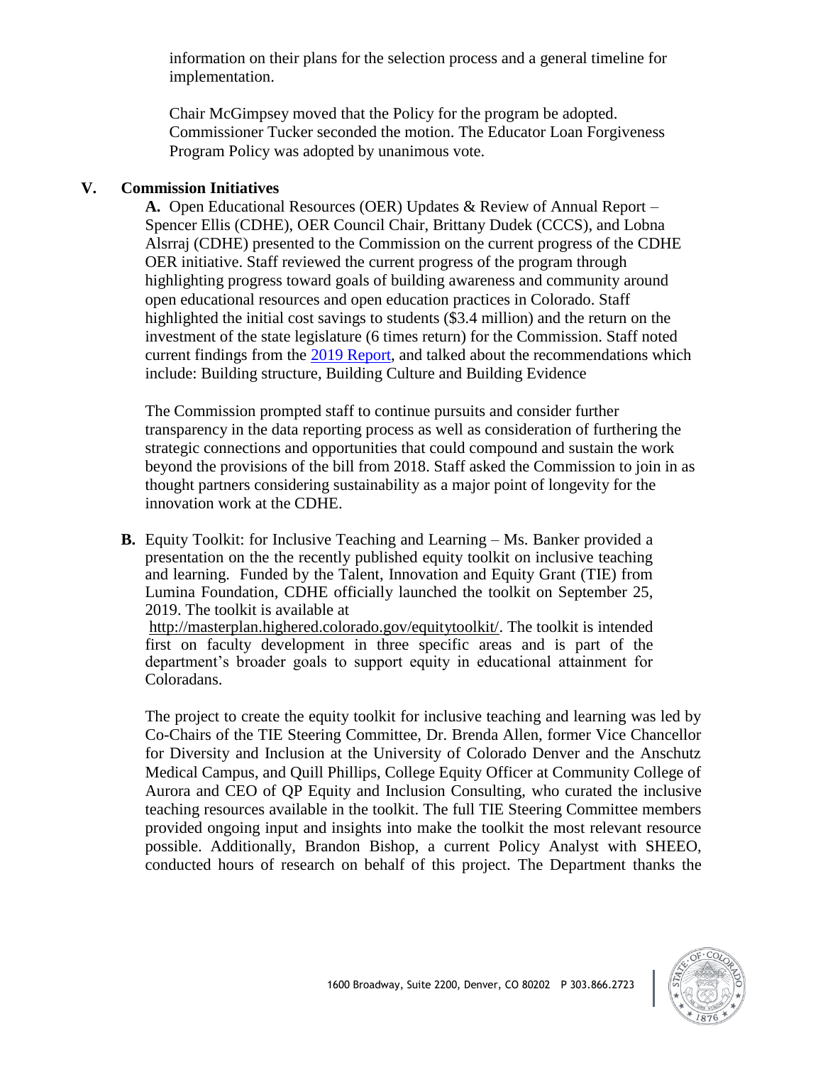information on their plans for the selection process and a general timeline for implementation.

Chair McGimpsey moved that the Policy for the program be adopted. Commissioner Tucker seconded the motion. The Educator Loan Forgiveness Program Policy was adopted by unanimous vote.

## V. Commission Initiatives

**A.** Open Educational Resources (OER) Updates & Review of Annual Report – Spencer Ellis (CDHE), OER Council Chair, Brittany Dudek (CCCS), and Lobna Alsrraj (CDHE) presented to the Commission on the current progress of the CDHE OER initiative. Staff reviewed the current progress of the program through highlighting progress toward goals of building awareness and community around open educational resources and open education practices in Colorado. Staff highlighted the initial cost savings to students ($3.4 million) and the return on the investment of the state legislature (6 times return) for the Commission. Staff noted current findings from the 2019 Report, and talked about the recommendations which include: Building structure, Building Culture and Building Evidence

The Commission prompted staff to continue pursuits and consider further transparency in the data reporting process as well as consideration of furthering the strategic connections and opportunities that could compound and sustain the work beyond the provisions of the bill from 2018. Staff asked the Commission to join in as thought partners considering sustainability as a major point of longevity for the innovation work at the CDHE.

**B.** Equity Toolkit: for Inclusive Teaching and Learning – Ms. Banker provided a presentation on the the recently published equity toolkit on inclusive teaching and learning. Funded by the Talent, Innovation and Equity Grant (TIE) from Lumina Foundation, CDHE officially launched the toolkit on September 25, 2019. The toolkit is available at http://masterplan.highered.colorado.gov/equitytoolkit/. The toolkit is intended first on faculty development in three specific areas and is part of the department's broader goals to support equity in educational attainment for Coloradans.

The project to create the equity toolkit for inclusive teaching and learning was led by Co-Chairs of the TIE Steering Committee, Dr. Brenda Allen, former Vice Chancellor for Diversity and Inclusion at the University of Colorado Denver and the Anschutz Medical Campus, and Quill Phillips, College Equity Officer at Community College of Aurora and CEO of QP Equity and Inclusion Consulting, who curated the inclusive teaching resources available in the toolkit. The full TIE Steering Committee members provided ongoing input and insights into make the toolkit the most relevant resource possible. Additionally, Brandon Bishop, a current Policy Analyst with SHEEO, conducted hours of research on behalf of this project. The Department thanks the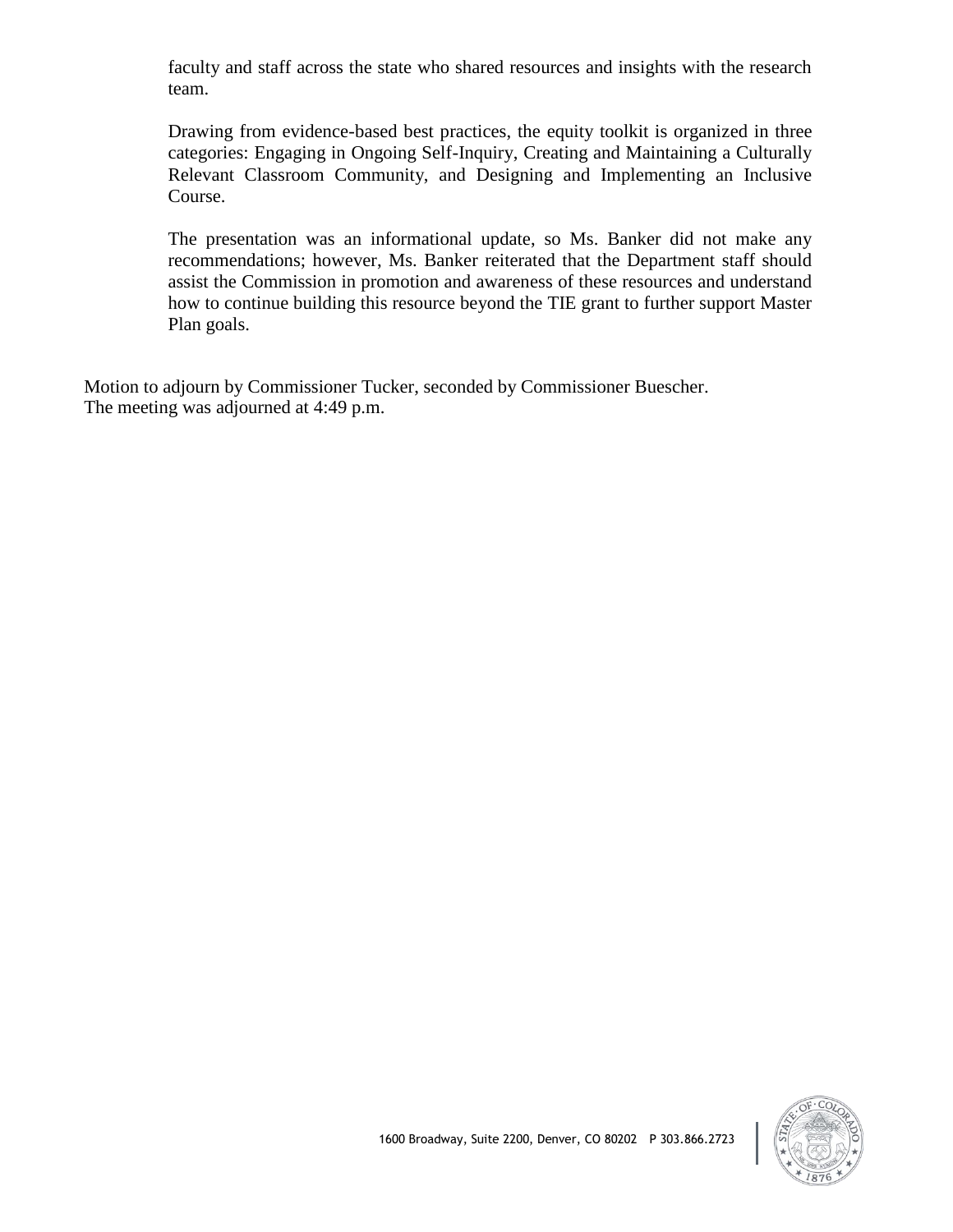faculty and staff across the state who shared resources and insights with the research team.

Drawing from evidence-based best practices, the equity toolkit is organized in three categories: Engaging in Ongoing Self-Inquiry, Creating and Maintaining a Culturally Relevant Classroom Community, and Designing and Implementing an Inclusive Course.

The presentation was an informational update, so Ms. Banker did not make any recommendations; however, Ms. Banker reiterated that the Department staff should assist the Commission in promotion and awareness of these resources and understand how to continue building this resource beyond the TIE grant to further support Master Plan goals.

Motion to adjourn by Commissioner Tucker, seconded by Commissioner Buescher.
The meeting was adjourned at 4:49 p.m.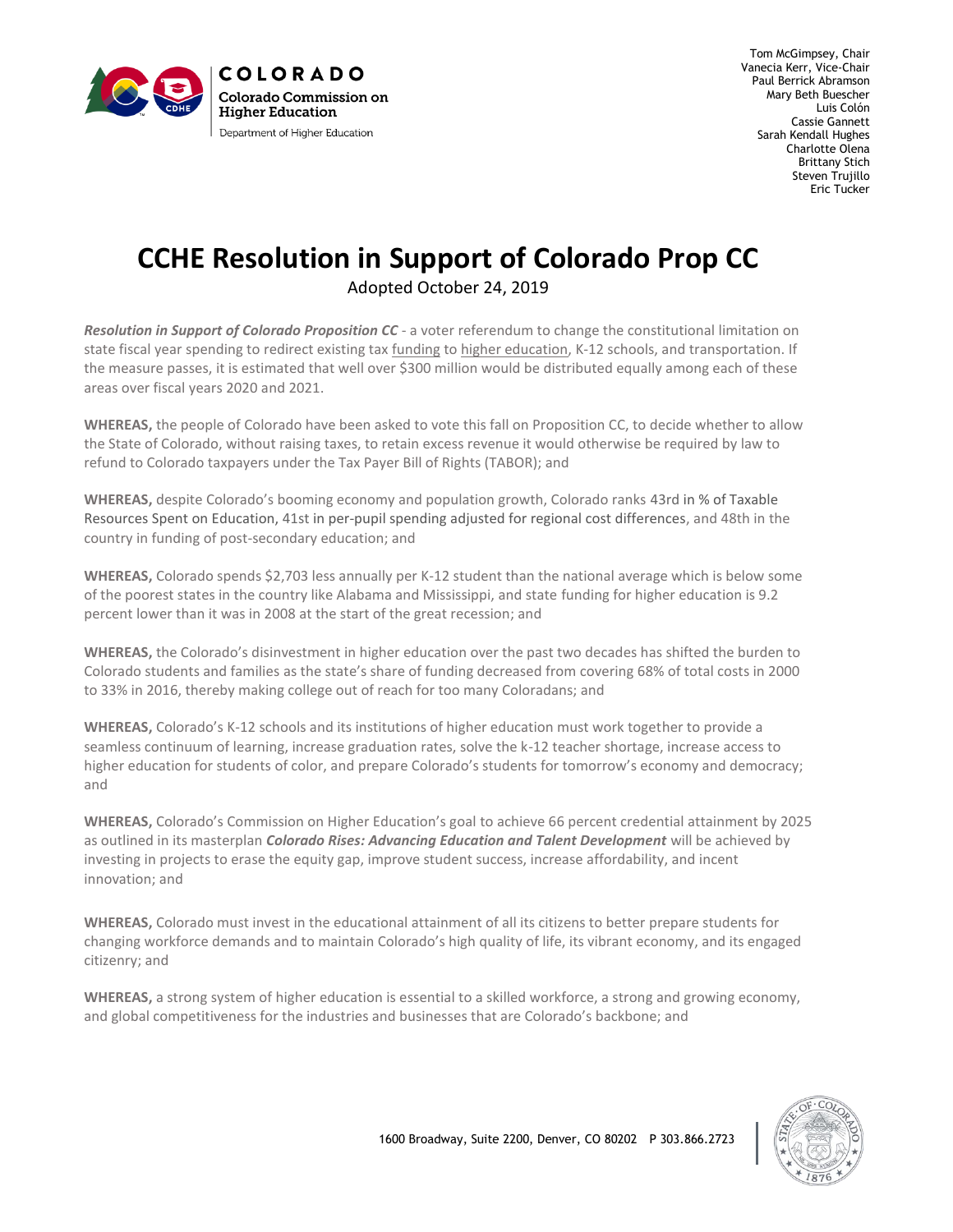COLORADO

Colorado Commission on Higher Education

Department of Higher Education

Tom McGimpsey, Chair
Vanecia Kerr, Vice-Chair
Paul Berrick Abramson
Mary Beth Buescher
Luis Colón
Cassie Gannett
Sarah Kendall Hughes
Charlotte Olena
Brittany Stich
Steven Trujillo
Eric Tucker

# CCHE Resolution in Support of Colorado Prop CC

Adopted October 24, 2019

***Resolution in Support of Colorado Proposition CC*** - a voter referendum to change the constitutional limitation on state fiscal year spending to redirect existing tax funding to higher education, K-12 schools, and transportation. If the measure passes, it is estimated that well over $300 million would be distributed equally among each of these areas over fiscal years 2020 and 2021.

**WHEREAS,** the people of Colorado have been asked to vote this fall on Proposition CC, to decide whether to allow the State of Colorado, without raising taxes, to retain excess revenue it would otherwise be required by law to refund to Colorado taxpayers under the Tax Payer Bill of Rights (TABOR); and

**WHEREAS,** despite Colorado's booming economy and population growth, Colorado ranks 43rd in % of Taxable Resources Spent on Education, 41st in per-pupil spending adjusted for regional cost differences, and 48th in the country in funding of post-secondary education; and

**WHEREAS,** Colorado spends $2,703 less annually per K-12 student than the national average which is below some of the poorest states in the country like Alabama and Mississippi, and state funding for higher education is 9.2 percent lower than it was in 2008 at the start of the great recession; and

**WHEREAS,** the Colorado's disinvestment in higher education over the past two decades has shifted the burden to Colorado students and families as the state's share of funding decreased from covering 68% of total costs in 2000 to 33% in 2016, thereby making college out of reach for too many Coloradans; and

**WHEREAS,** Colorado's K-12 schools and its institutions of higher education must work together to provide a seamless continuum of learning, increase graduation rates, solve the k-12 teacher shortage, increase access to higher education for students of color, and prepare Colorado's students for tomorrow's economy and democracy; and

**WHEREAS,** Colorado's Commission on Higher Education's goal to achieve 66 percent credential attainment by 2025 as outlined in its masterplan ***Colorado Rises: Advancing Education and Talent Development*** will be achieved by investing in projects to erase the equity gap, improve student success, increase affordability, and incent innovation; and

**WHEREAS,** Colorado must invest in the educational attainment of all its citizens to better prepare students for changing workforce demands and to maintain Colorado's high quality of life, its vibrant economy, and its engaged citizenry; and

**WHEREAS,** a strong system of higher education is essential to a skilled workforce, a strong and growing economy, and global competitiveness for the industries and businesses that are Colorado's backbone; and

1600 Broadway, Suite 2200, Denver, CO 80202 P 303.866.2723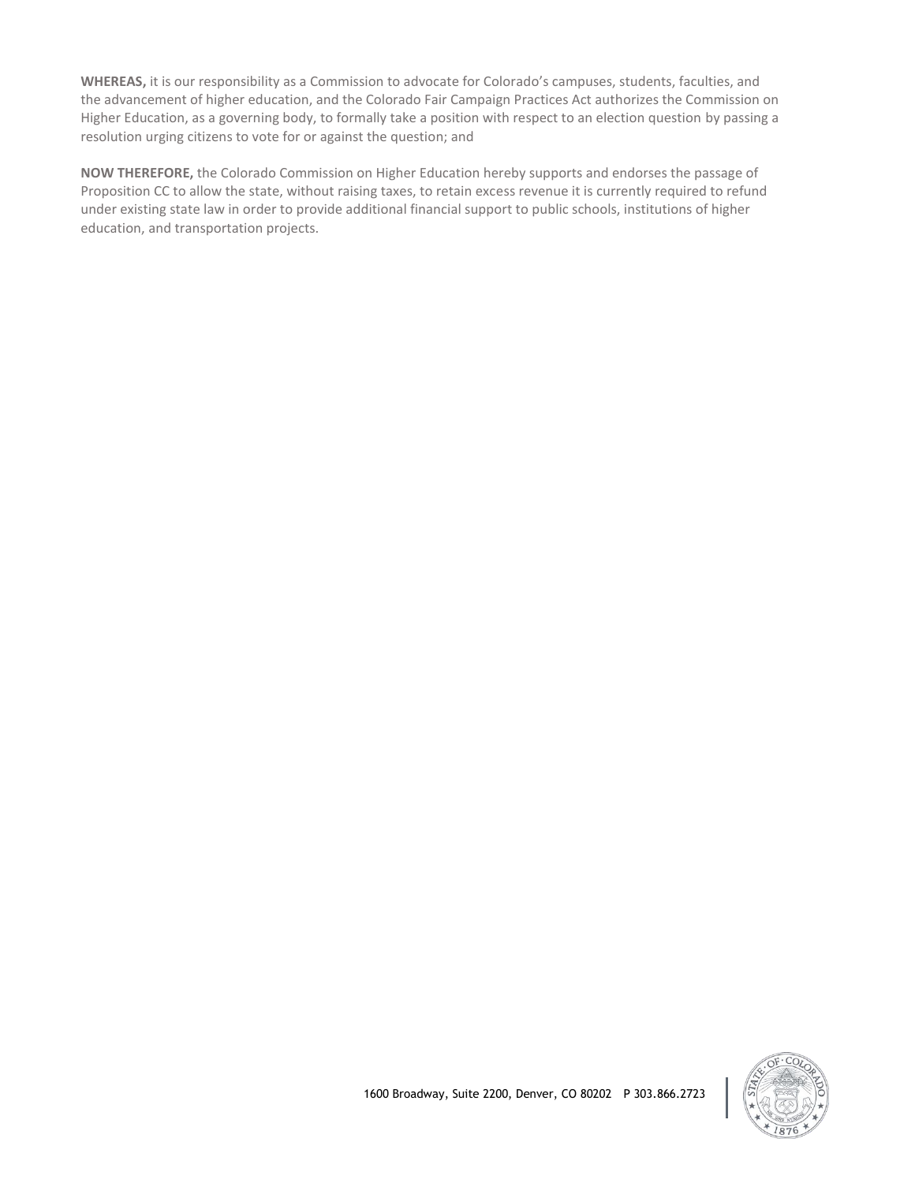**WHEREAS,** it is our responsibility as a Commission to advocate for Colorado's campuses, students, faculties, and the advancement of higher education, and the Colorado Fair Campaign Practices Act authorizes the Commission on Higher Education, as a governing body, to formally take a position with respect to an election question by passing a resolution urging citizens to vote for or against the question; and

**NOW THEREFORE,** the Colorado Commission on Higher Education hereby supports and endorses the passage of Proposition CC to allow the state, without raising taxes, to retain excess revenue it is currently required to refund under existing state law in order to provide additional financial support to public schools, institutions of higher education, and transportation projects.